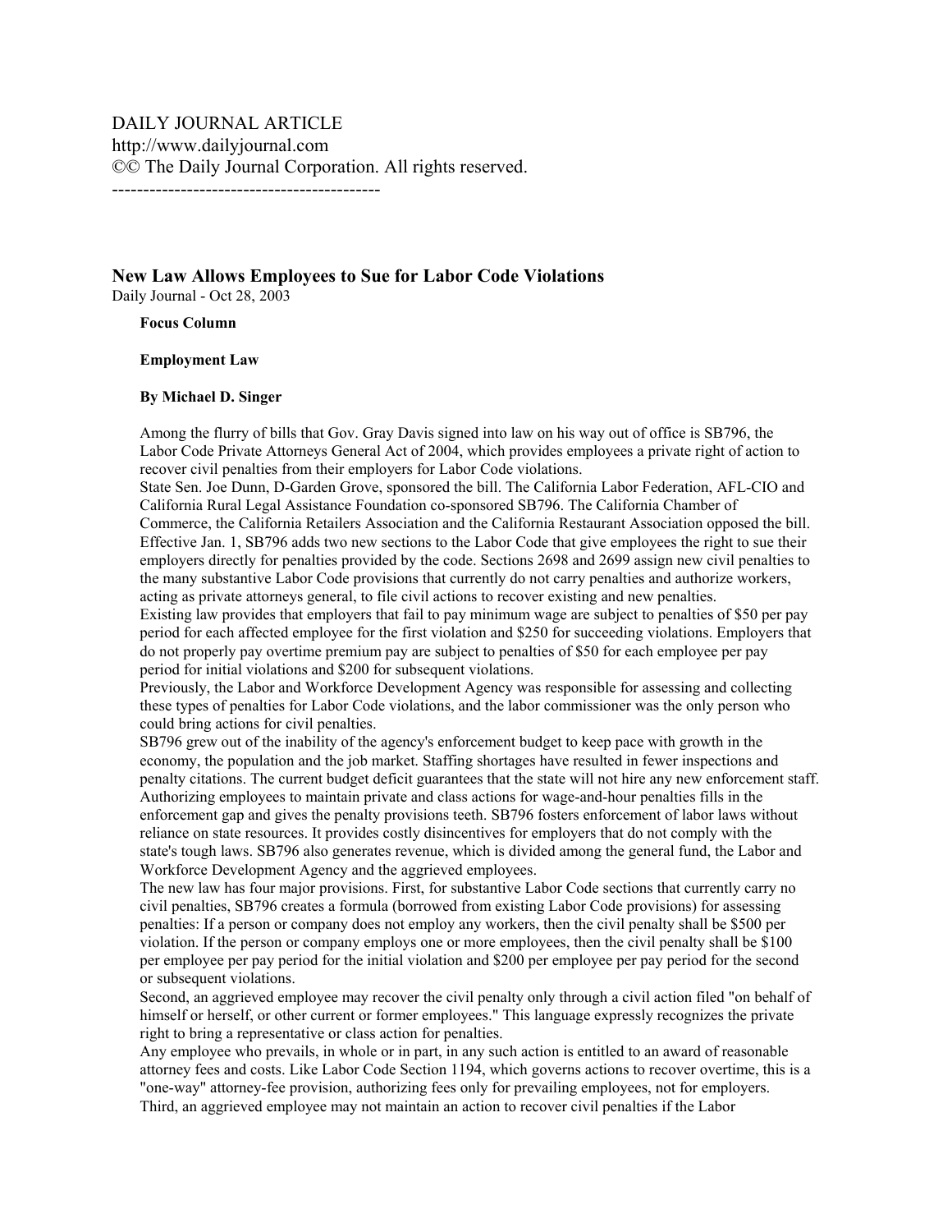DAILY JOURNAL ARTICLE
http://www.dailyjournal.com
©© The Daily Journal Corporation. All rights reserved.
-------------------------------------------

## New Law Allows Employees to Sue for Labor Code Violations

Daily Journal - Oct 28, 2003

**Focus Column**

**Employment Law**

**By Michael D. Singer**

Among the flurry of bills that Gov. Gray Davis signed into law on his way out of office is SB796, the Labor Code Private Attorneys General Act of 2004, which provides employees a private right of action to recover civil penalties from their employers for Labor Code violations.

State Sen. Joe Dunn, D-Garden Grove, sponsored the bill. The California Labor Federation, AFL-CIO and California Rural Legal Assistance Foundation co-sponsored SB796. The California Chamber of Commerce, the California Retailers Association and the California Restaurant Association opposed the bill.

Effective Jan. 1, SB796 adds two new sections to the Labor Code that give employees the right to sue their employers directly for penalties provided by the code. Sections 2698 and 2699 assign new civil penalties to the many substantive Labor Code provisions that currently do not carry penalties and authorize workers, acting as private attorneys general, to file civil actions to recover existing and new penalties.

Existing law provides that employers that fail to pay minimum wage are subject to penalties of $50 per pay period for each affected employee for the first violation and $250 for succeeding violations. Employers that do not properly pay overtime premium pay are subject to penalties of $50 for each employee per pay period for initial violations and $200 for subsequent violations.

Previously, the Labor and Workforce Development Agency was responsible for assessing and collecting these types of penalties for Labor Code violations, and the labor commissioner was the only person who could bring actions for civil penalties.

SB796 grew out of the inability of the agency's enforcement budget to keep pace with growth in the economy, the population and the job market. Staffing shortages have resulted in fewer inspections and penalty citations. The current budget deficit guarantees that the state will not hire any new enforcement staff. Authorizing employees to maintain private and class actions for wage-and-hour penalties fills in the enforcement gap and gives the penalty provisions teeth. SB796 fosters enforcement of labor laws without reliance on state resources. It provides costly disincentives for employers that do not comply with the state's tough laws. SB796 also generates revenue, which is divided among the general fund, the Labor and Workforce Development Agency and the aggrieved employees.

The new law has four major provisions. First, for substantive Labor Code sections that currently carry no civil penalties, SB796 creates a formula (borrowed from existing Labor Code provisions) for assessing penalties: If a person or company does not employ any workers, then the civil penalty shall be $500 per violation. If the person or company employs one or more employees, then the civil penalty shall be $100 per employee per pay period for the initial violation and $200 per employee per pay period for the second or subsequent violations.

Second, an aggrieved employee may recover the civil penalty only through a civil action filed "on behalf of himself or herself, or other current or former employees." This language expressly recognizes the private right to bring a representative or class action for penalties.

Any employee who prevails, in whole or in part, in any such action is entitled to an award of reasonable attorney fees and costs. Like Labor Code Section 1194, which governs actions to recover overtime, this is a "one-way" attorney-fee provision, authorizing fees only for prevailing employees, not for employers.

Third, an aggrieved employee may not maintain an action to recover civil penalties if the Labor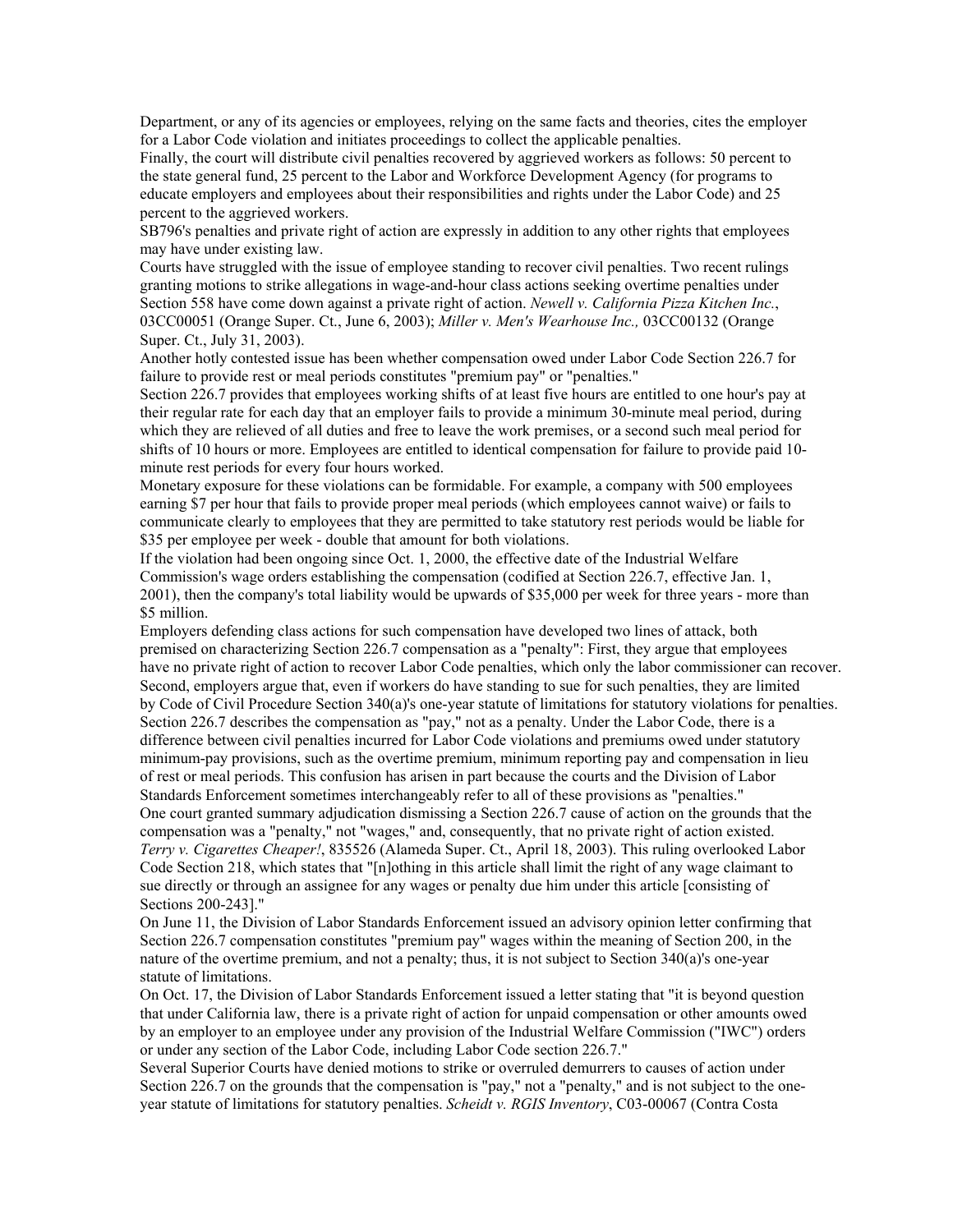Department, or any of its agencies or employees, relying on the same facts and theories, cites the employer for a Labor Code violation and initiates proceedings to collect the applicable penalties.

Finally, the court will distribute civil penalties recovered by aggrieved workers as follows: 50 percent to the state general fund, 25 percent to the Labor and Workforce Development Agency (for programs to educate employers and employees about their responsibilities and rights under the Labor Code) and 25 percent to the aggrieved workers.

SB796's penalties and private right of action are expressly in addition to any other rights that employees may have under existing law.

Courts have struggled with the issue of employee standing to recover civil penalties. Two recent rulings granting motions to strike allegations in wage-and-hour class actions seeking overtime penalties under Section 558 have come down against a private right of action. *Newell v. California Pizza Kitchen Inc.*, 03CC00051 (Orange Super. Ct., June 6, 2003); *Miller v. Men's Wearhouse Inc.,* 03CC00132 (Orange Super. Ct., July 31, 2003).

Another hotly contested issue has been whether compensation owed under Labor Code Section 226.7 for failure to provide rest or meal periods constitutes "premium pay" or "penalties."

Section 226.7 provides that employees working shifts of at least five hours are entitled to one hour's pay at their regular rate for each day that an employer fails to provide a minimum 30-minute meal period, during which they are relieved of all duties and free to leave the work premises, or a second such meal period for shifts of 10 hours or more. Employees are entitled to identical compensation for failure to provide paid 10-minute rest periods for every four hours worked.

Monetary exposure for these violations can be formidable. For example, a company with 500 employees earning $7 per hour that fails to provide proper meal periods (which employees cannot waive) or fails to communicate clearly to employees that they are permitted to take statutory rest periods would be liable for $35 per employee per week - double that amount for both violations.

If the violation had been ongoing since Oct. 1, 2000, the effective date of the Industrial Welfare Commission's wage orders establishing the compensation (codified at Section 226.7, effective Jan. 1, 2001), then the company's total liability would be upwards of $35,000 per week for three years - more than $5 million.

Employers defending class actions for such compensation have developed two lines of attack, both premised on characterizing Section 226.7 compensation as a "penalty": First, they argue that employees have no private right of action to recover Labor Code penalties, which only the labor commissioner can recover. Second, employers argue that, even if workers do have standing to sue for such penalties, they are limited by Code of Civil Procedure Section 340(a)'s one-year statute of limitations for statutory violations for penalties.

Section 226.7 describes the compensation as "pay," not as a penalty. Under the Labor Code, there is a difference between civil penalties incurred for Labor Code violations and premiums owed under statutory minimum-pay provisions, such as the overtime premium, minimum reporting pay and compensation in lieu of rest or meal periods. This confusion has arisen in part because the courts and the Division of Labor Standards Enforcement sometimes interchangeably refer to all of these provisions as "penalties."

One court granted summary adjudication dismissing a Section 226.7 cause of action on the grounds that the compensation was a "penalty," not "wages," and, consequently, that no private right of action existed. *Terry v. Cigarettes Cheaper!*, 835526 (Alameda Super. Ct., April 18, 2003). This ruling overlooked Labor Code Section 218, which states that "[n]othing in this article shall limit the right of any wage claimant to sue directly or through an assignee for any wages or penalty due him under this article [consisting of Sections 200-243]."

On June 11, the Division of Labor Standards Enforcement issued an advisory opinion letter confirming that Section 226.7 compensation constitutes "premium pay" wages within the meaning of Section 200, in the nature of the overtime premium, and not a penalty; thus, it is not subject to Section 340(a)'s one-year statute of limitations.

On Oct. 17, the Division of Labor Standards Enforcement issued a letter stating that "it is beyond question that under California law, there is a private right of action for unpaid compensation or other amounts owed by an employer to an employee under any provision of the Industrial Welfare Commission ("IWC") orders or under any section of the Labor Code, including Labor Code section 226.7."

Several Superior Courts have denied motions to strike or overruled demurrers to causes of action under Section 226.7 on the grounds that the compensation is "pay," not a "penalty," and is not subject to the one-year statute of limitations for statutory penalties. *Scheidt v. RGIS Inventory*, C03-00067 (Contra Costa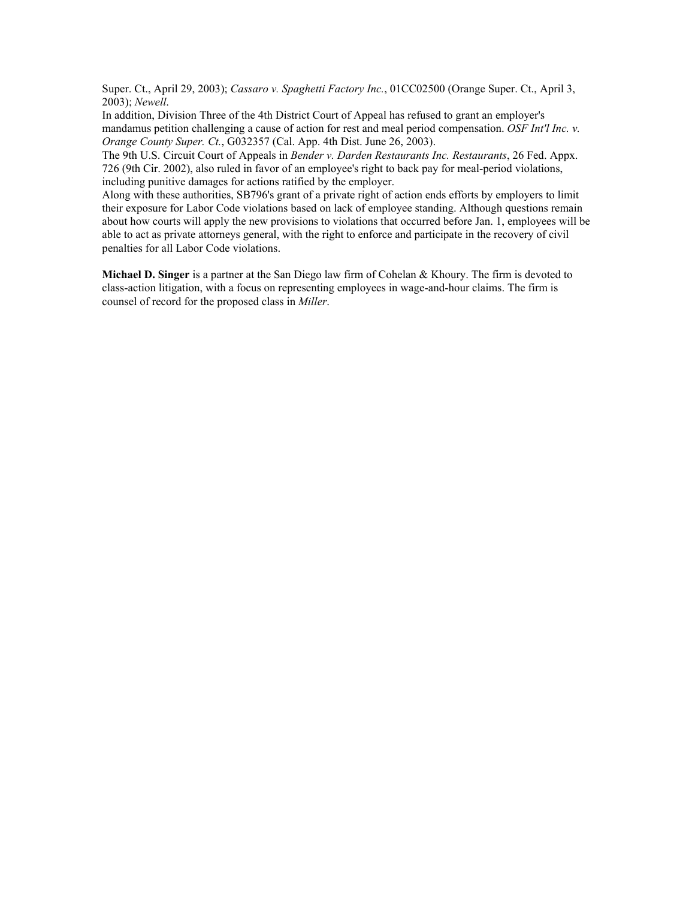Super. Ct., April 29, 2003); *Cassaro v. Spaghetti Factory Inc.*, 01CC02500 (Orange Super. Ct., April 3, 2003); *Newell*.

In addition, Division Three of the 4th District Court of Appeal has refused to grant an employer's mandamus petition challenging a cause of action for rest and meal period compensation. *OSF Int'l Inc. v. Orange County Super. Ct.*, G032357 (Cal. App. 4th Dist. June 26, 2003).

The 9th U.S. Circuit Court of Appeals in *Bender v. Darden Restaurants Inc. Restaurants*, 26 Fed. Appx. 726 (9th Cir. 2002), also ruled in favor of an employee's right to back pay for meal-period violations, including punitive damages for actions ratified by the employer.

Along with these authorities, SB796's grant of a private right of action ends efforts by employers to limit their exposure for Labor Code violations based on lack of employee standing. Although questions remain about how courts will apply the new provisions to violations that occurred before Jan. 1, employees will be able to act as private attorneys general, with the right to enforce and participate in the recovery of civil penalties for all Labor Code violations.

**Michael D. Singer** is a partner at the San Diego law firm of Cohelan & Khoury. The firm is devoted to class-action litigation, with a focus on representing employees in wage-and-hour claims. The firm is counsel of record for the proposed class in *Miller*.